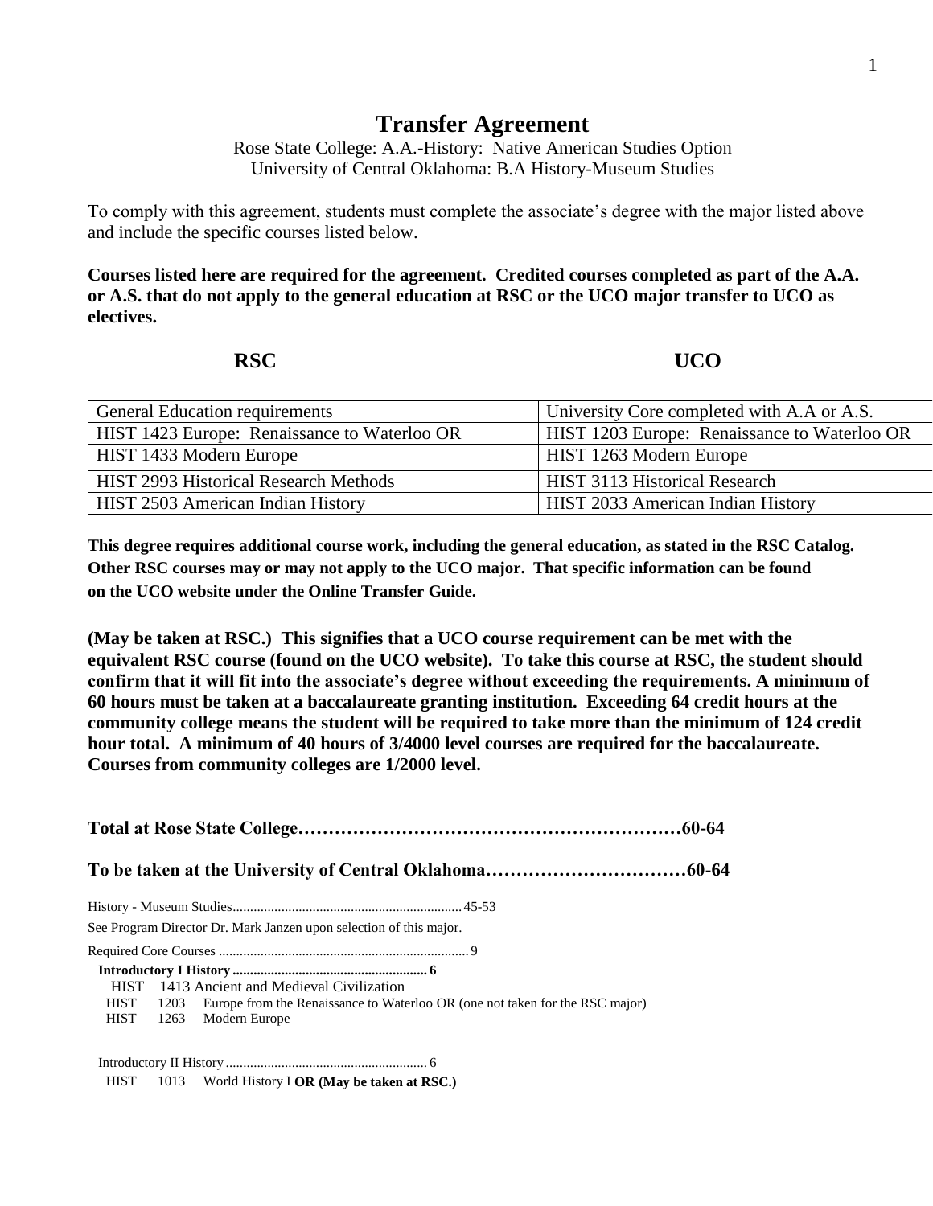# Transfer Agreement

Rose State College: A.A.-History: Native American Studies Option
University of Central Oklahoma: B.A History-Museum Studies

To comply with this agreement, students must complete the associate's degree with the major listed above and include the specific courses listed below.

**Courses listed here are required for the agreement. Credited courses completed as part of the A.A. or A.S. that do not apply to the general education at RSC or the UCO major transfer to UCO as electives.**

| RSC | UCO |
|---|---|
| General Education requirements | University Core completed with A.A or A.S. |
| HIST 1423 Europe: Renaissance to Waterloo OR | HIST 1203 Europe: Renaissance to Waterloo OR |
| HIST 1433 Modern Europe | HIST 1263 Modern Europe |
| HIST 2993 Historical Research Methods | HIST 3113 Historical Research |
| HIST 2503 American Indian History | HIST 2033 American Indian History |

**This degree requires additional course work, including the general education, as stated in the RSC Catalog. Other RSC courses may or may not apply to the UCO major. That specific information can be found on the UCO website under the Online Transfer Guide.**

**(May be taken at RSC.) This signifies that a UCO course requirement can be met with the equivalent RSC course (found on the UCO website). To take this course at RSC, the student should confirm that it will fit into the associate's degree without exceeding the requirements. A minimum of 60 hours must be taken at a baccalaureate granting institution. Exceeding 64 credit hours at the community college means the student will be required to take more than the minimum of 124 credit hour total. A minimum of 40 hours of 3/4000 level courses are required for the baccalaureate. Courses from community colleges are 1/2000 level.**

**Total at Rose State College……………………………………………………60-64**

**To be taken at the University of Central Oklahoma……………………………60-64**

History - Museum Studies.................................................................45-53

See Program Director Dr. Mark Janzen upon selection of this major.

Required Core Courses .......................................................................9

**Introductory I History ........................................................ 6**

HIST 1413 Ancient and Medieval Civilization
HIST 1203 Europe from the Renaissance to Waterloo OR (one not taken for the RSC major)
HIST 1263 Modern Europe

Introductory II History.......................................................... 6

HIST 1013 World History I **OR (May be taken at RSC.)**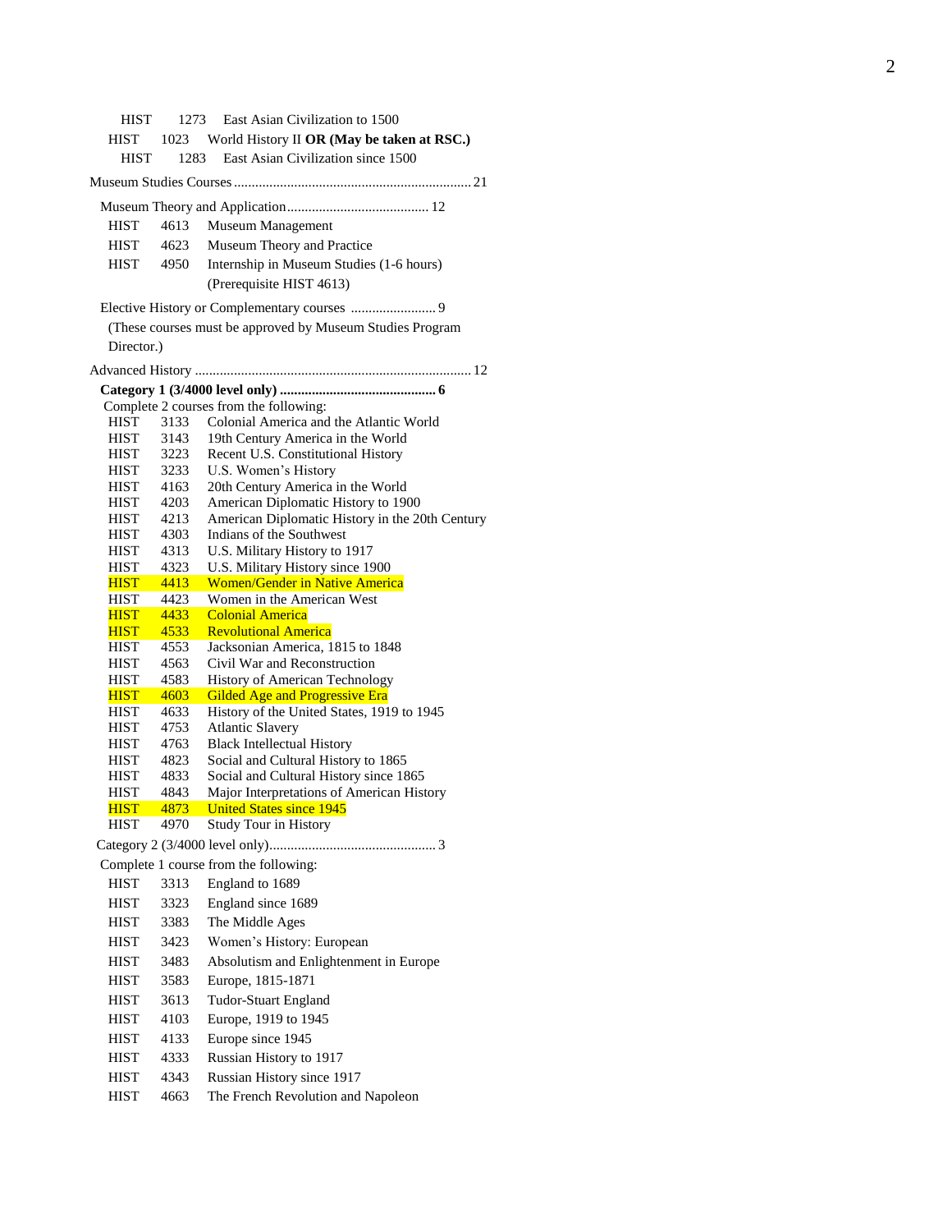HIST 1273 East Asian Civilization to 1500

HIST 1023 World History II **OR (May be taken at RSC.)**

HIST 1283 East Asian Civilization since 1500

Museum Studies Courses .................................................................. 21

Museum Theory and Application ........................................ 12

| | | |
|---|---|---|
| HIST | 4613 | Museum Management |
| HIST | 4623 | Museum Theory and Practice |
| HIST | 4950 | Internship in Museum Studies (1-6 hours) (Prerequisite HIST 4613) |

Elective History or Complementary courses ........................ 9

(These courses must be approved by Museum Studies Program Director.)

Advanced History ............................................................................ 12

**Category 1 (3/4000 level only) ........................................... 6**

Complete 2 courses from the following:

| | | |
|---|---|---|
| HIST | 3133 | Colonial America and the Atlantic World |
| HIST | 3143 | 19th Century America in the World |
| HIST | 3223 | Recent U.S. Constitutional History |
| HIST | 3233 | U.S. Women's History |
| HIST | 4163 | 20th Century America in the World |
| HIST | 4203 | American Diplomatic History to 1900 |
| HIST | 4213 | American Diplomatic History in the 20th Century |
| HIST | 4303 | Indians of the Southwest |
| HIST | 4313 | U.S. Military History to 1917 |
| HIST | 4323 | U.S. Military History since 1900 |
| HIST | 4413 | Women/Gender in Native America |
| HIST | 4423 | Women in the American West |
| HIST | 4433 | Colonial America |
| HIST | 4533 | Revolutionary America |
| HIST | 4553 | Jacksonian America, 1815 to 1848 |
| HIST | 4563 | Civil War and Reconstruction |
| HIST | 4583 | History of American Technology |
| HIST | 4603 | Gilded Age and Progressive Era |
| HIST | 4633 | History of the United States, 1919 to 1945 |
| HIST | 4753 | Atlantic Slavery |
| HIST | 4763 | Black Intellectual History |
| HIST | 4823 | Social and Cultural History to 1865 |
| HIST | 4833 | Social and Cultural History since 1865 |
| HIST | 4843 | Major Interpretations of American History |
| HIST | 4873 | United States since 1945 |
| HIST | 4970 | Study Tour in History |

Category 2 (3/4000 level only) .............................................. 3

Complete 1 course from the following:

| | | |
|---|---|---|
| HIST | 3313 | England to 1689 |
| HIST | 3323 | England since 1689 |
| HIST | 3383 | The Middle Ages |
| HIST | 3423 | Women's History: European |
| HIST | 3483 | Absolutism and Enlightenment in Europe |
| HIST | 3583 | Europe, 1815-1871 |
| HIST | 3613 | Tudor-Stuart England |
| HIST | 4103 | Europe, 1919 to 1945 |
| HIST | 4133 | Europe since 1945 |
| HIST | 4333 | Russian History to 1917 |
| HIST | 4343 | Russian History since 1917 |
| HIST | 4663 | The French Revolution and Napoleon |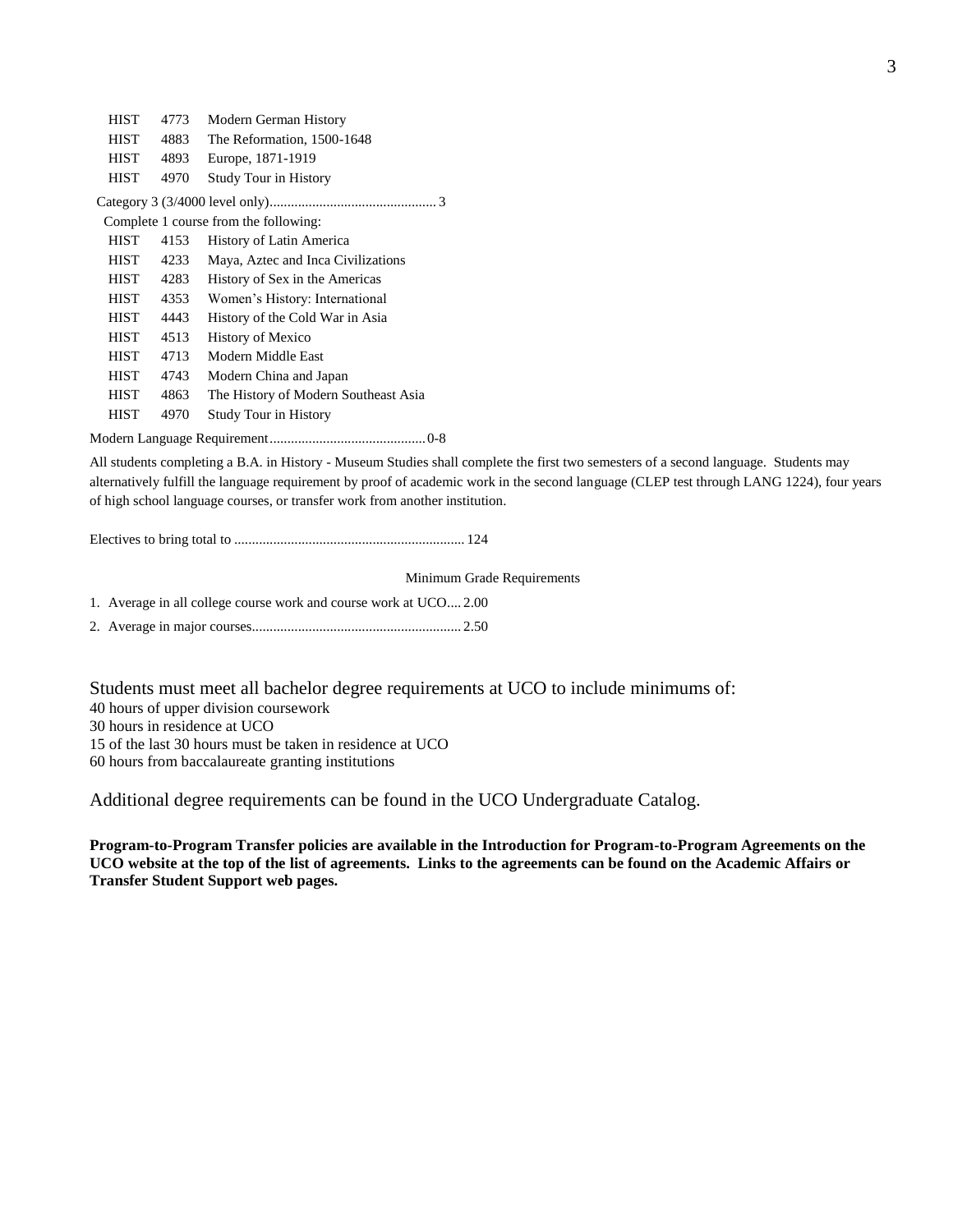| | | |
|---|---|---|
| HIST | 4773 | Modern German History |
| HIST | 4883 | The Reformation, 1500-1648 |
| HIST | 4893 | Europe, 1871-1919 |
| HIST | 4970 | Study Tour in History |

Category 3 (3/4000 level only)............................................... 3

Complete 1 course from the following:

| | | |
|---|---|---|
| HIST | 4153 | History of Latin America |
| HIST | 4233 | Maya, Aztec and Inca Civilizations |
| HIST | 4283 | History of Sex in the Americas |
| HIST | 4353 | Women's History: International |
| HIST | 4443 | History of the Cold War in Asia |
| HIST | 4513 | History of Mexico |
| HIST | 4713 | Modern Middle East |
| HIST | 4743 | Modern China and Japan |
| HIST | 4863 | The History of Modern Southeast Asia |
| HIST | 4970 | Study Tour in History |

Modern Language Requirement............................................ 0-8

All students completing a B.A. in History - Museum Studies shall complete the first two semesters of a second language. Students may alternatively fulfill the language requirement by proof of academic work in the second language (CLEP test through LANG 1224), four years of high school language courses, or transfer work from another institution.

Electives to bring total to ................................................................. 124

Minimum Grade Requirements

1. Average in all college course work and course work at UCO.... 2.00
2. Average in major courses........................................................... 2.50

Students must meet all bachelor degree requirements at UCO to include minimums of:

40 hours of upper division coursework
30 hours in residence at UCO
15 of the last 30 hours must be taken in residence at UCO
60 hours from baccalaureate granting institutions

Additional degree requirements can be found in the UCO Undergraduate Catalog.

**Program-to-Program Transfer policies are available in the Introduction for Program-to-Program Agreements on the UCO website at the top of the list of agreements. Links to the agreements can be found on the Academic Affairs or Transfer Student Support web pages.**